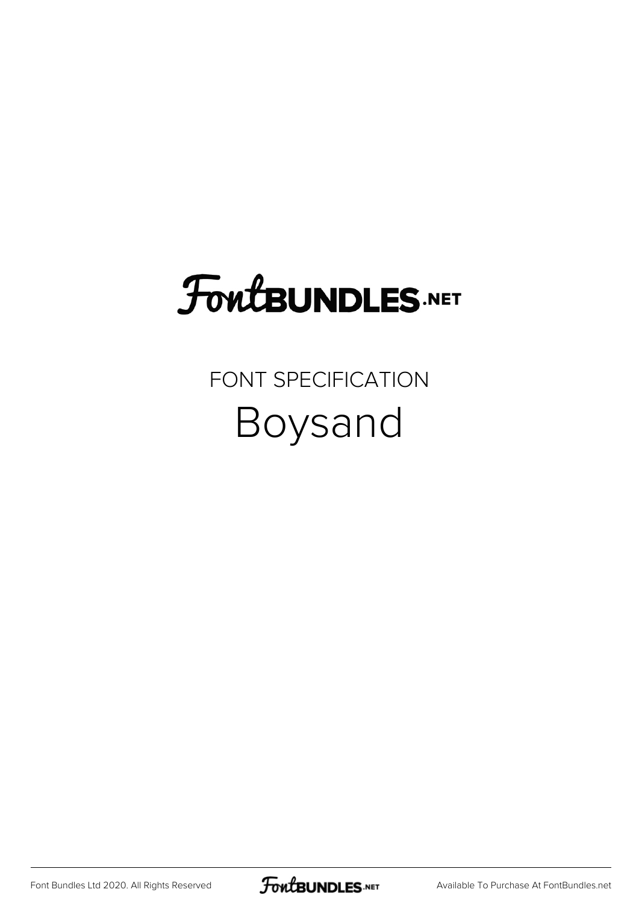# FontBUNDLES.NET

## FONT SPECIFICATION

# Boysand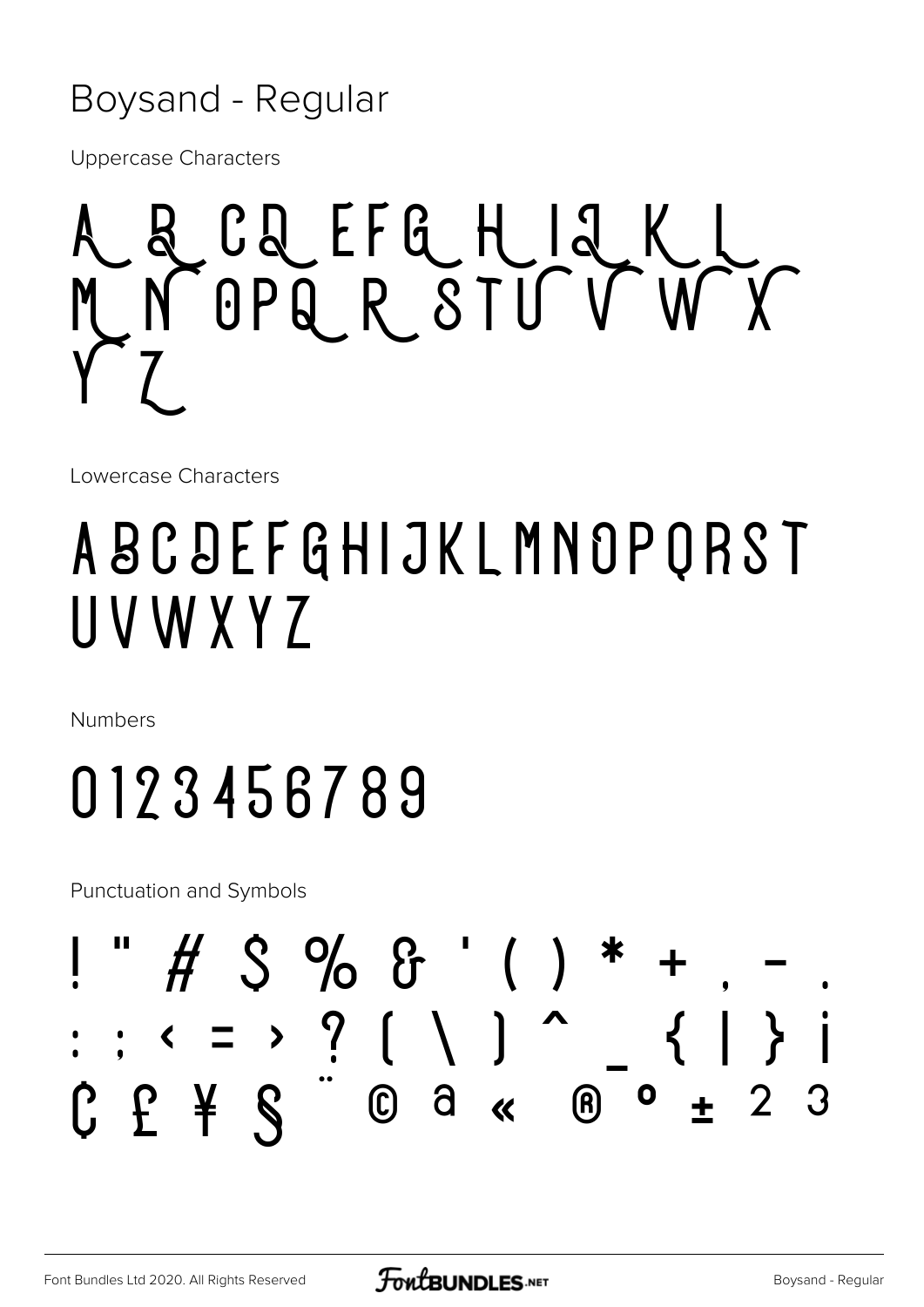# Boysand - Regular

Uppercase Characters

A B C D E F G H I J K L M N O P Q R S T U V W X Y Z

Lowercase Characters

A B C D E F G H I J K L M N O P Q R S T U V W X Y Z

Numbers

0 1 2 3 4 5 6 7 8 9

Punctuation and Symbols

! " # $ % & ' ( ) * + , - . : ; < = > ? [ \ ] ^ _ { | } ¡ ¢ £ ¥ § ¨ © ª « ® ¯ ° ± ² ³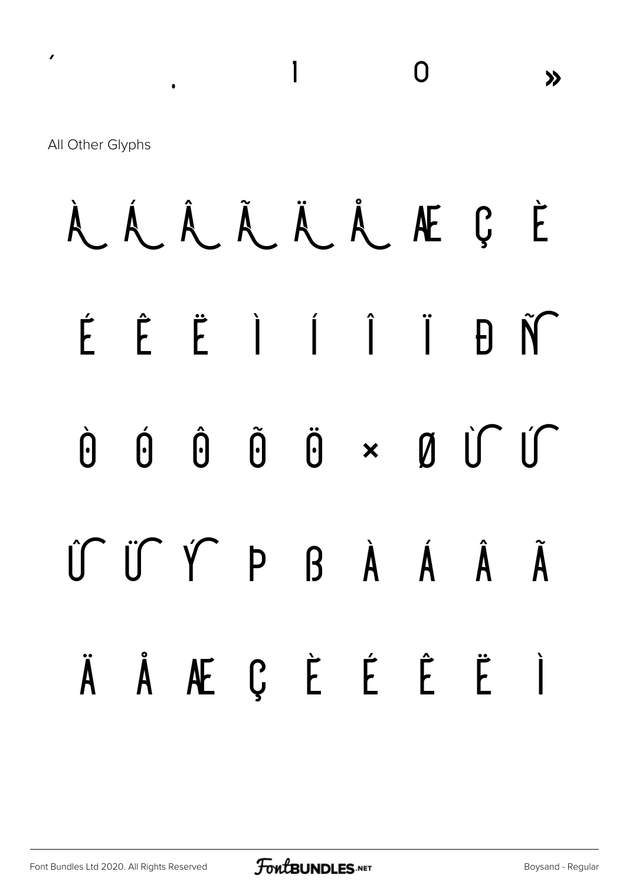´ . 1 0 »

All Other Glyphs

À Á Â Ã Ä Å Æ Ç È

É Ê Ë Ì Í Î Ï Ð Ñ

Ò Ó Ô Õ Ö × Ø Ù Ú

Û Ü Ý Þ ß à á â ã

ä å æ ç è é ê ë ì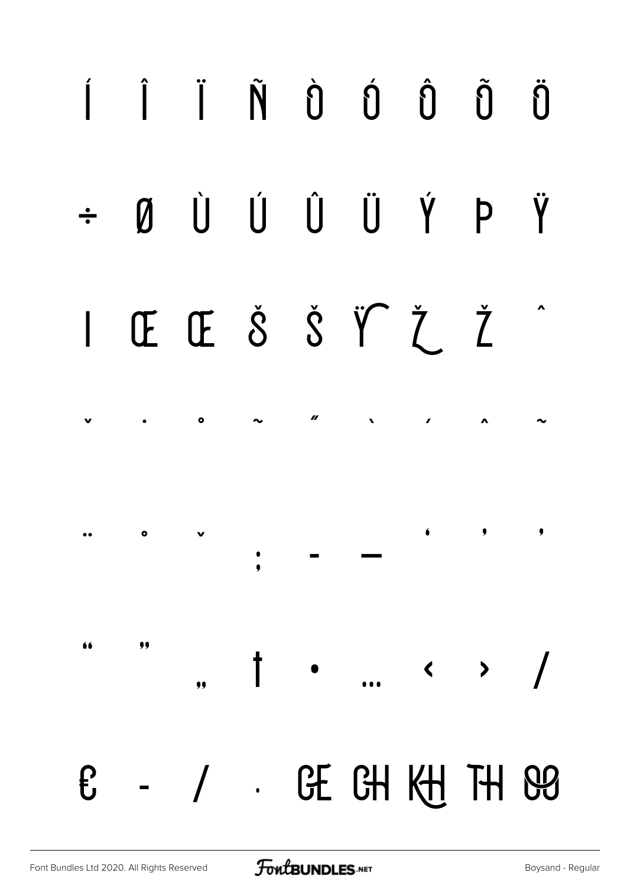Í Î Ï Ñ Ò Ó Ô Õ Ö

÷ Ø Ù Ú Û Ü Ý Þ Ÿ

ı Œ œ Š š Ÿ Ž ž ˆ

ˇ ˙ ˚ ˜ ˝ ` ´ ^ ~

¨ ˚ ˇ ; - – ‘ ’ ‚

“ ” „ † • … ‹ › /

€ - / · GE CH KH TH OO